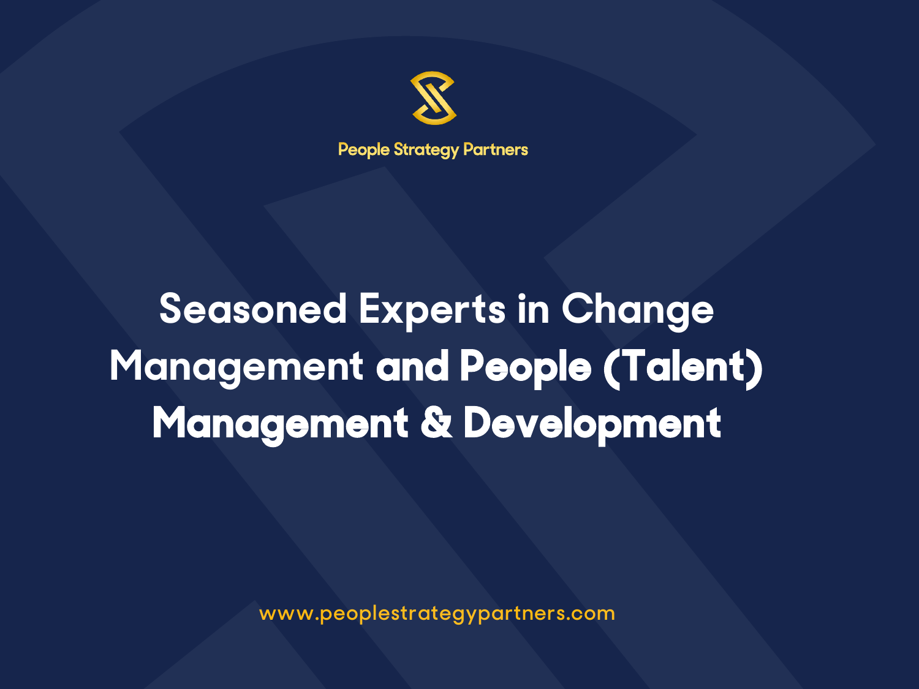People Strategy Partners

# Seasoned Experts in Change Management and People (Talent) Management & Development

www.peoplestrategypartners.com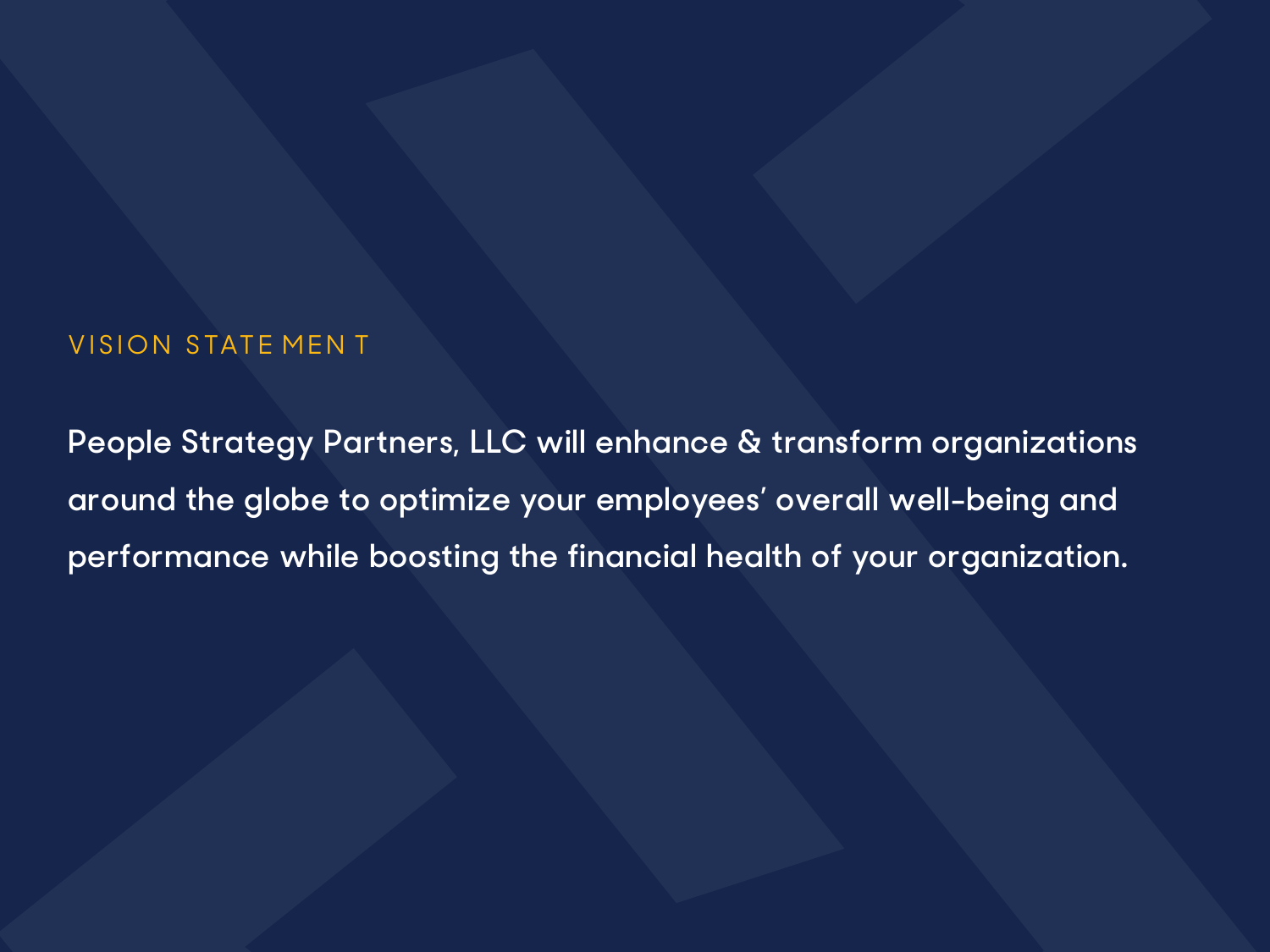## VISION STATEMENT

People Strategy Partners, LLC will enhance & transform organizations around the globe to optimize your employees' overall well-being and performance while boosting the financial health of your organization.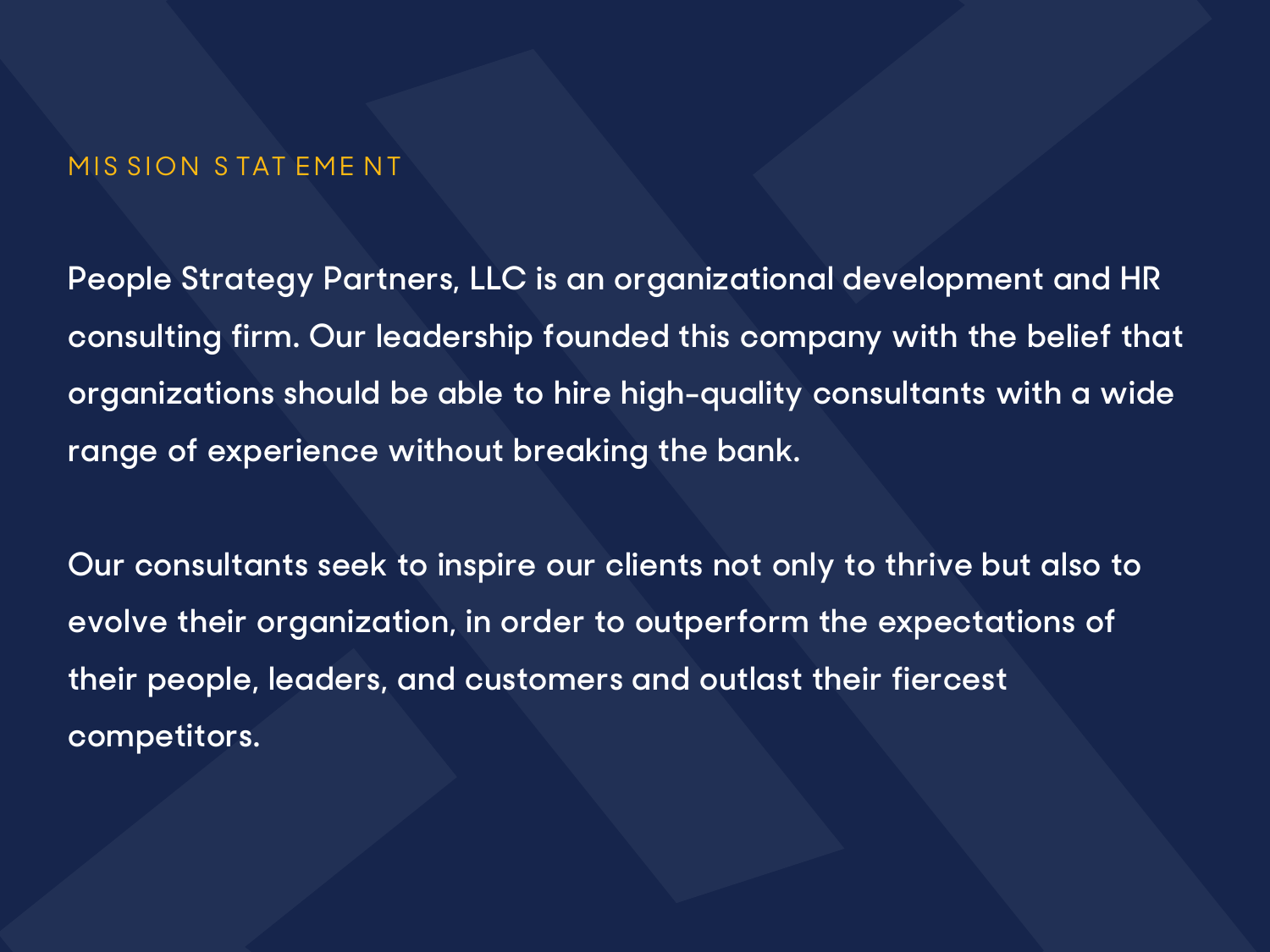## MISSION STATEMENT

People Strategy Partners, LLC is an organizational development and HR consulting firm. Our leadership founded this company with the belief that organizations should be able to hire high-quality consultants with a wide range of experience without breaking the bank.

Our consultants seek to inspire our clients not only to thrive but also to evolve their organization, in order to outperform the expectations of their people, leaders, and customers and outlast their fiercest competitors.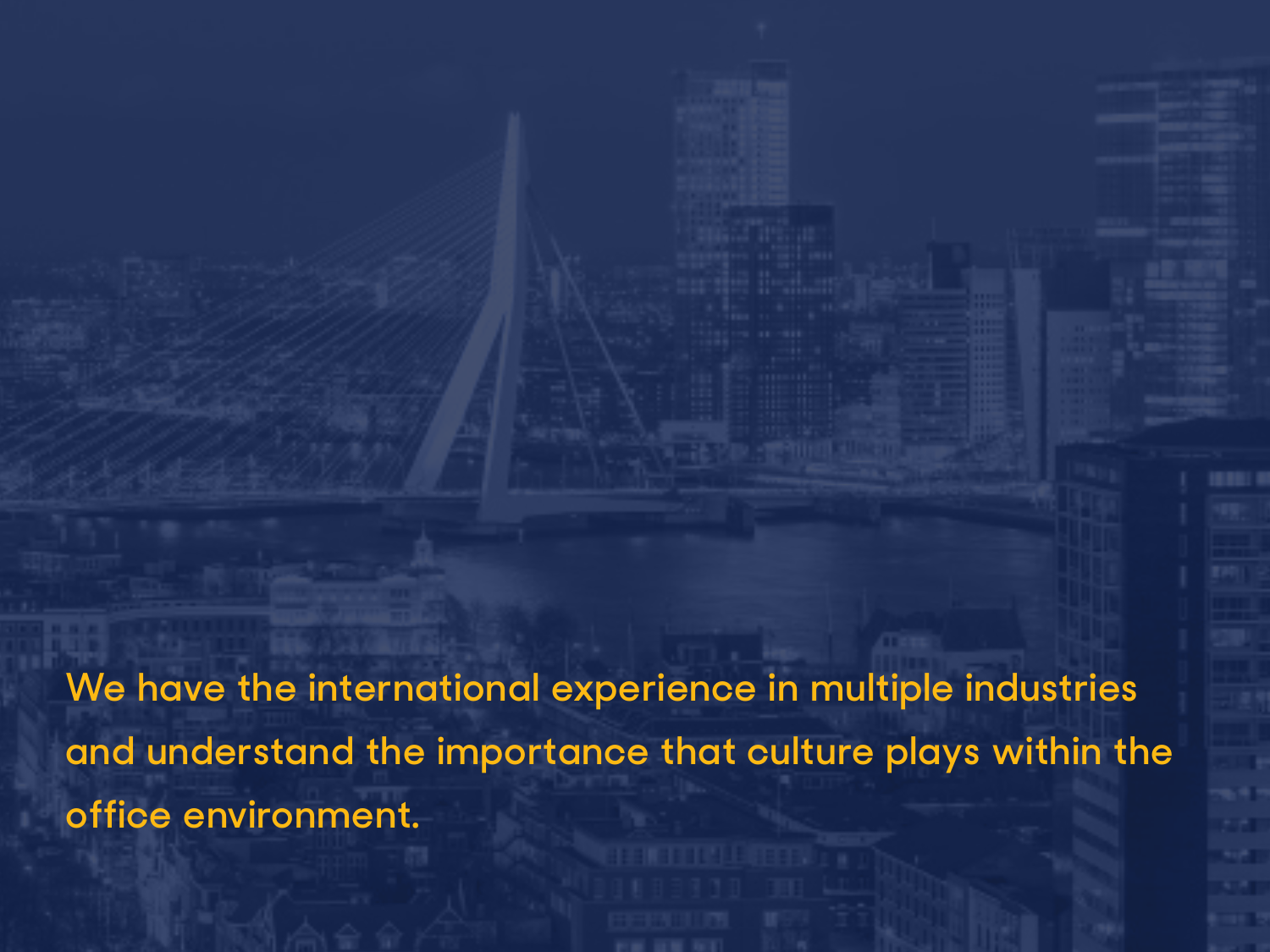We have the international experience in multiple industries and understand the importance that culture plays within the office environment.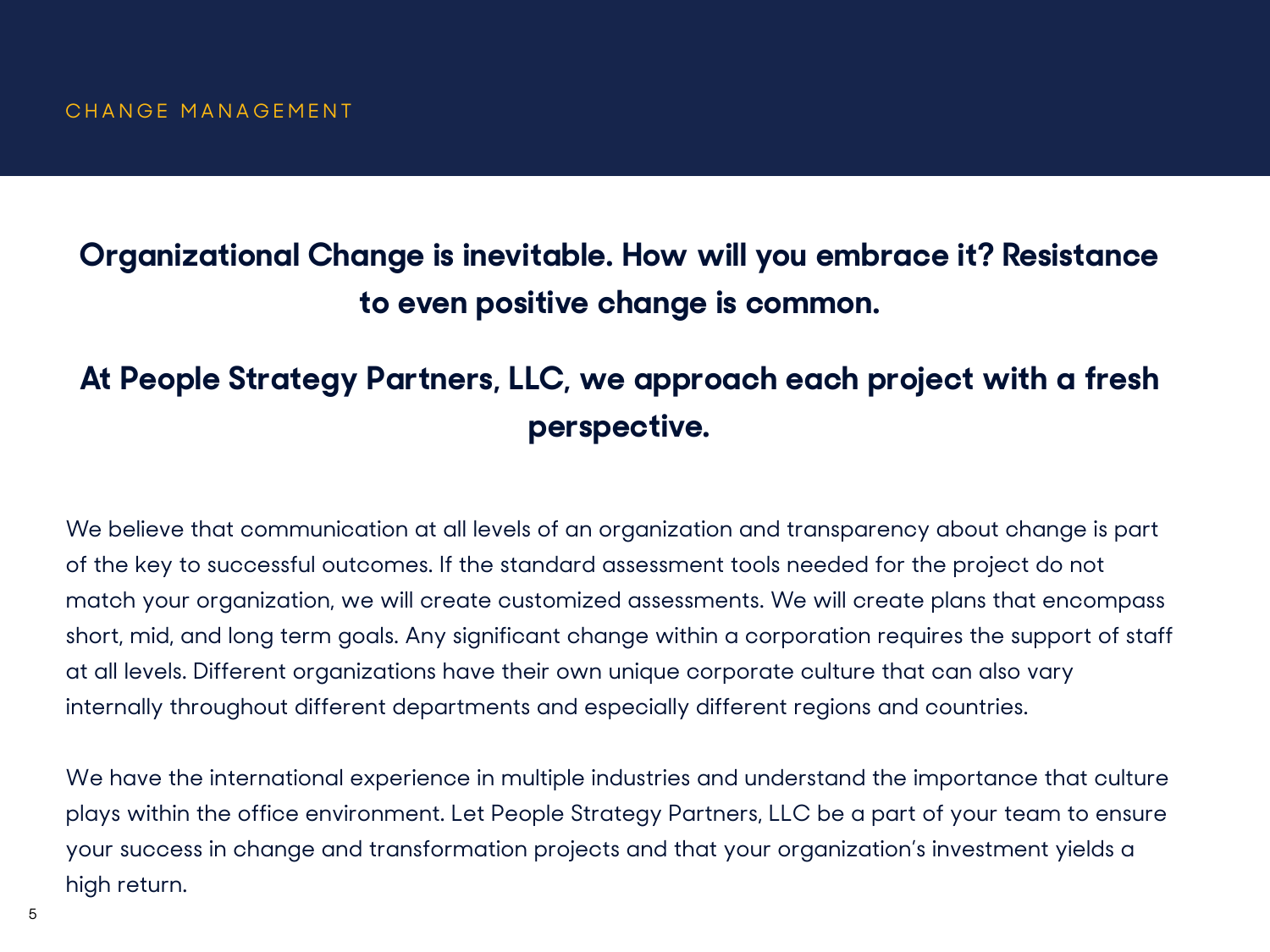CHANGE MANAGEMENT

## Organizational Change is inevitable. How will you embrace it? Resistance to even positive change is common.

## At People Strategy Partners, LLC, we approach each project with a fresh perspective.

We believe that communication at all levels of an organization and transparency about change is part of the key to successful outcomes. If the standard assessment tools needed for the project do not match your organization, we will create customized assessments. We will create plans that encompass short, mid, and long term goals. Any significant change within a corporation requires the support of staff at all levels. Different organizations have their own unique corporate culture that can also vary internally throughout different departments and especially different regions and countries.

We have the international experience in multiple industries and understand the importance that culture plays within the office environment. Let People Strategy Partners, LLC be a part of your team to ensure your success in change and transformation projects and that your organization's investment yields a high return.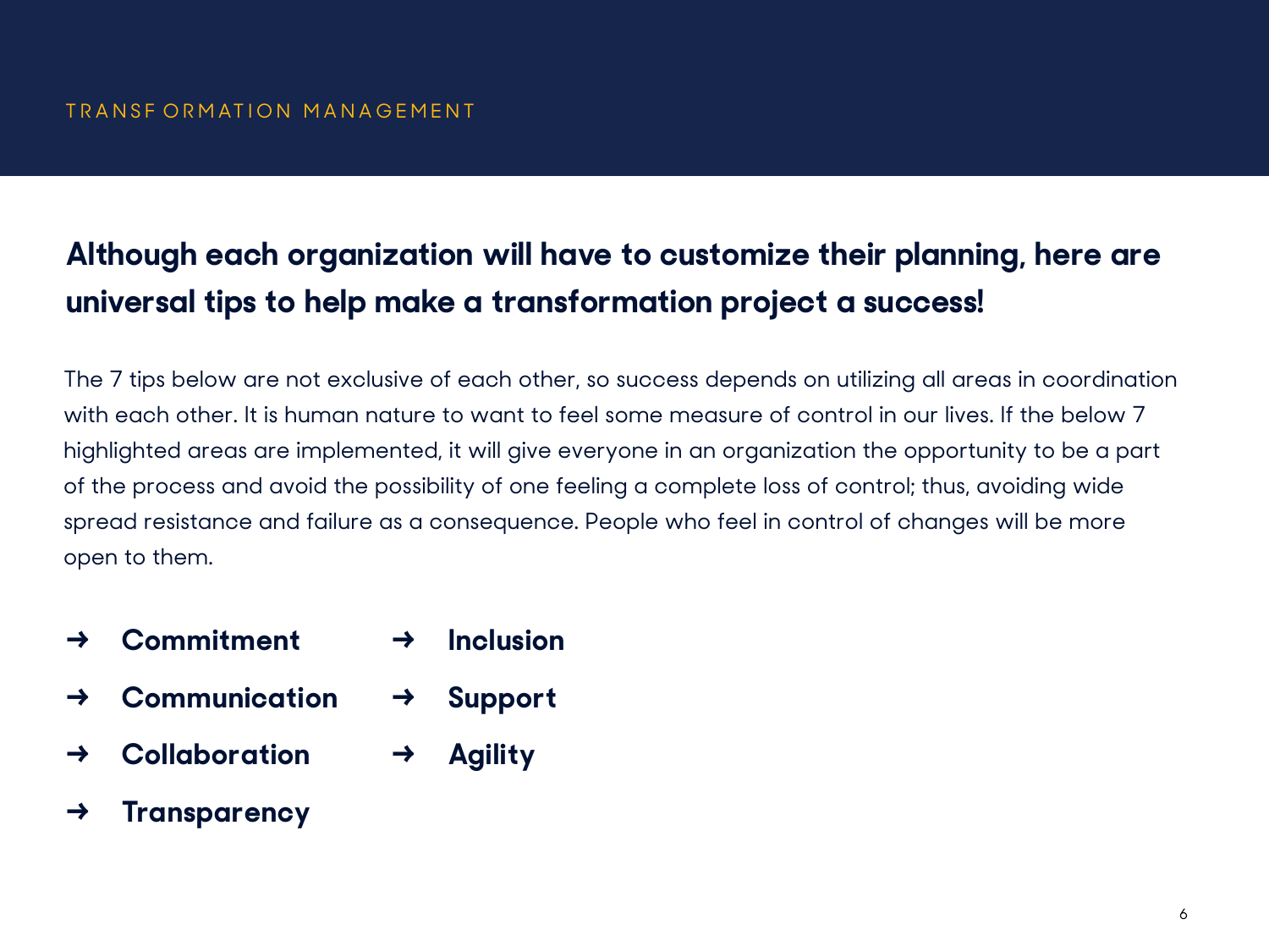TRANSFORMATION MANAGEMENT

## Although each organization will have to customize their planning, here are universal tips to help make a transformation project a success!

The 7 tips below are not exclusive of each other, so success depends on utilizing all areas in coordination with each other. It is human nature to want to feel some measure of control in our lives. If the below 7 highlighted areas are implemented, it will give everyone in an organization the opportunity to be a part of the process and avoid the possibility of one feeling a complete loss of control; thus, avoiding wide spread resistance and failure as a consequence. People who feel in control of changes will be more open to them.

- ➜ **Commitment**
- ➜ **Communication**
- ➜ **Collaboration**
- ➜ **Transparency**
- ➜ **Inclusion**
- ➜ **Support**
- ➜ **Agility**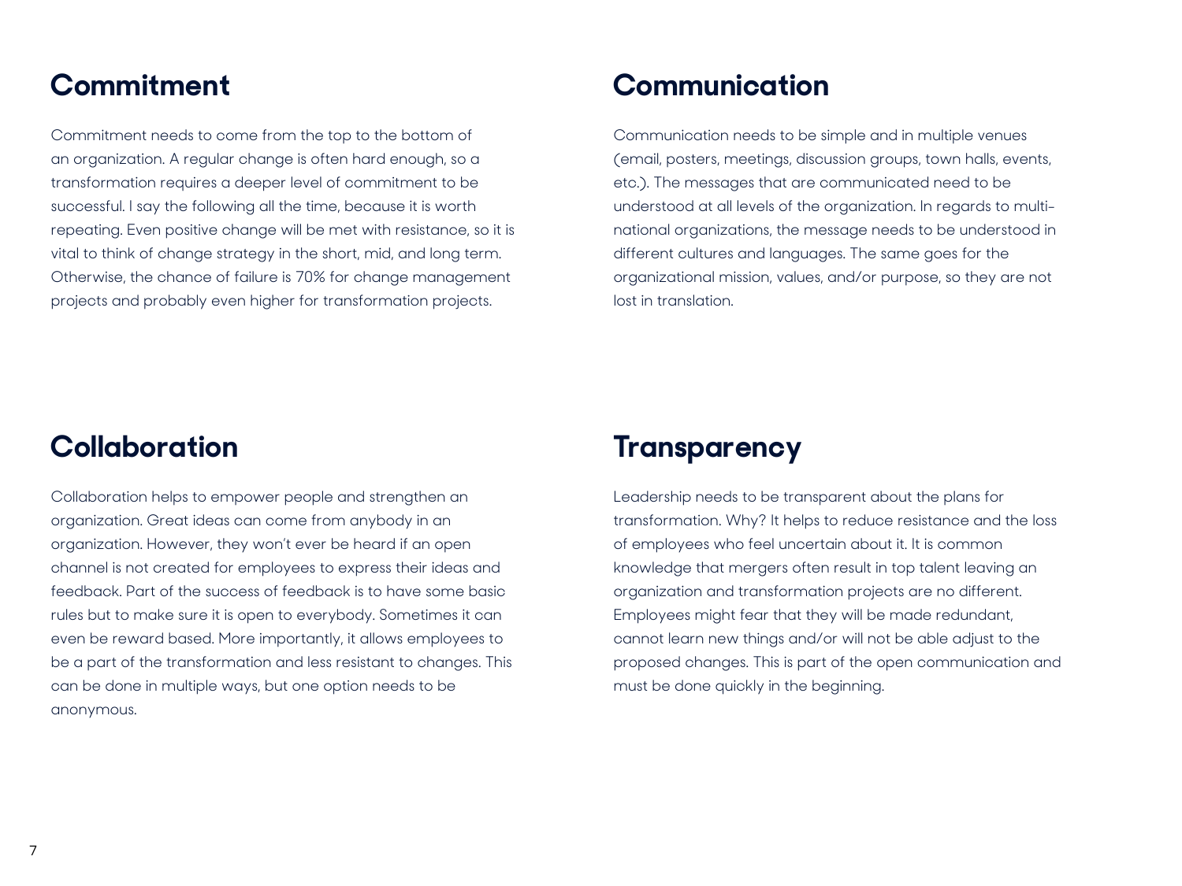## Commitment

Commitment needs to come from the top to the bottom of an organization. A regular change is often hard enough, so a transformation requires a deeper level of commitment to be successful. I say the following all the time, because it is worth repeating. Even positive change will be met with resistance, so it is vital to think of change strategy in the short, mid, and long term. Otherwise, the chance of failure is 70% for change management projects and probably even higher for transformation projects.

## Communication

Communication needs to be simple and in multiple venues (email, posters, meetings, discussion groups, town halls, events, etc.). The messages that are communicated need to be understood at all levels of the organization. In regards to multi-national organizations, the message needs to be understood in different cultures and languages. The same goes for the organizational mission, values, and/or purpose, so they are not lost in translation.

## Collaboration

Collaboration helps to empower people and strengthen an organization. Great ideas can come from anybody in an organization. However, they won't ever be heard if an open channel is not created for employees to express their ideas and feedback. Part of the success of feedback is to have some basic rules but to make sure it is open to everybody. Sometimes it can even be reward based. More importantly, it allows employees to be a part of the transformation and less resistant to changes. This can be done in multiple ways, but one option needs to be anonymous.

## Transparency

Leadership needs to be transparent about the plans for transformation. Why? It helps to reduce resistance and the loss of employees who feel uncertain about it. It is common knowledge that mergers often result in top talent leaving an organization and transformation projects are no different. Employees might fear that they will be made redundant, cannot learn new things and/or will not be able adjust to the proposed changes. This is part of the open communication and must be done quickly in the beginning.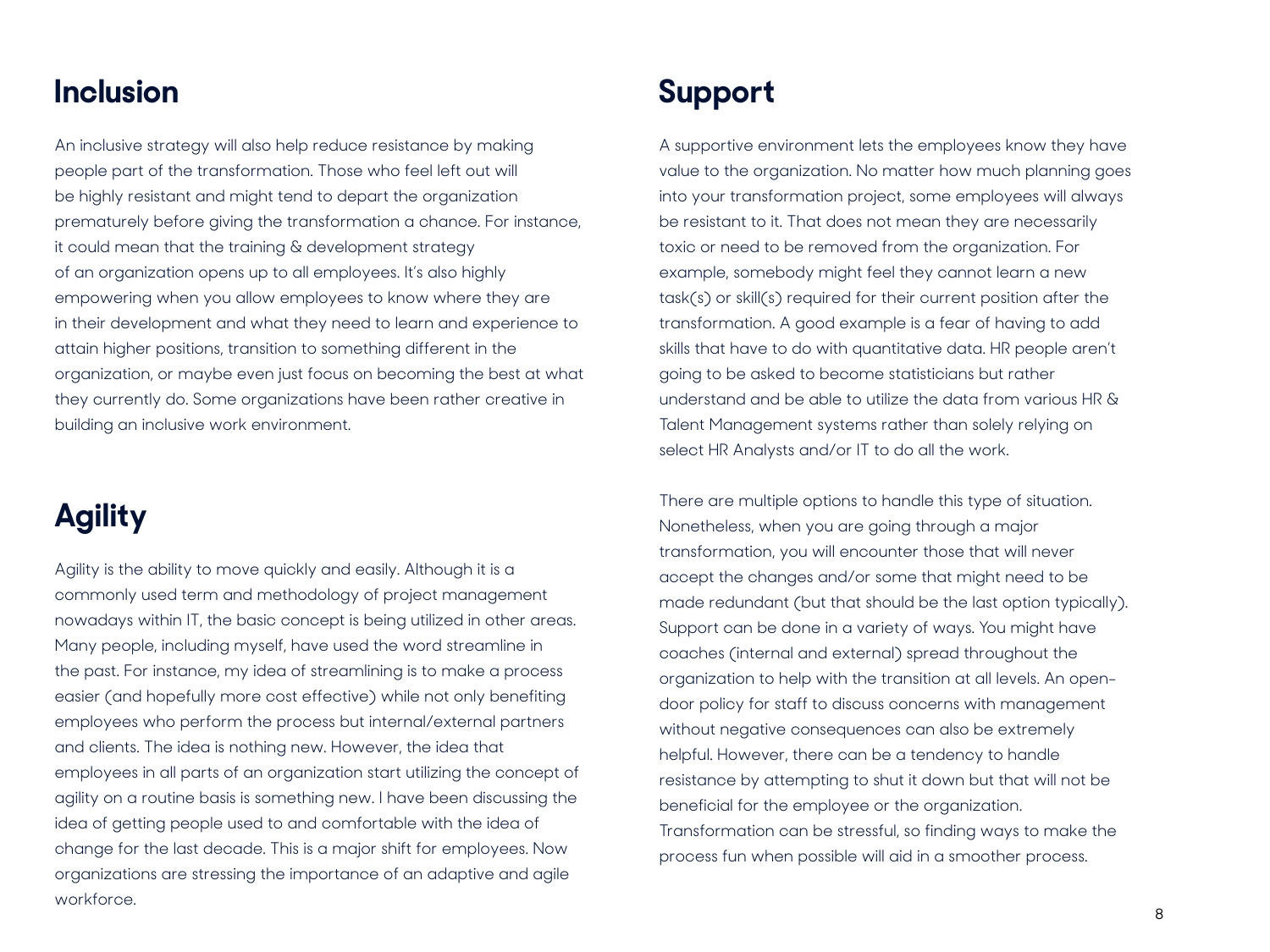## Inclusion

An inclusive strategy will also help reduce resistance by making people part of the transformation. Those who feel left out will be highly resistant and might tend to depart the organization prematurely before giving the transformation a chance. For instance, it could mean that the training & development strategy of an organization opens up to all employees. It's also highly empowering when you allow employees to know where they are in their development and what they need to learn and experience to attain higher positions, transition to something different in the organization, or maybe even just focus on becoming the best at what they currently do. Some organizations have been rather creative in building an inclusive work environment.

## Agility

Agility is the ability to move quickly and easily. Although it is a commonly used term and methodology of project management nowadays within IT, the basic concept is being utilized in other areas. Many people, including myself, have used the word streamline in the past. For instance, my idea of streamlining is to make a process easier (and hopefully more cost effective) while not only benefiting employees who perform the process but internal/external partners and clients. The idea is nothing new. However, the idea that employees in all parts of an organization start utilizing the concept of agility on a routine basis is something new. I have been discussing the idea of getting people used to and comfortable with the idea of change for the last decade. This is a major shift for employees. Now organizations are stressing the importance of an adaptive and agile workforce.

## Support

A supportive environment lets the employees know they have value to the organization. No matter how much planning goes into your transformation project, some employees will always be resistant to it. That does not mean they are necessarily toxic or need to be removed from the organization. For example, somebody might feel they cannot learn a new task(s) or skill(s) required for their current position after the transformation. A good example is a fear of having to add skills that have to do with quantitative data. HR people aren't going to be asked to become statisticians but rather understand and be able to utilize the data from various HR & Talent Management systems rather than solely relying on select HR Analysts and/or IT to do all the work.

There are multiple options to handle this type of situation. Nonetheless, when you are going through a major transformation, you will encounter those that will never accept the changes and/or some that might need to be made redundant (but that should be the last option typically). Support can be done in a variety of ways. You might have coaches (internal and external) spread throughout the organization to help with the transition at all levels. An open-door policy for staff to discuss concerns with management without negative consequences can also be extremely helpful. However, there can be a tendency to handle resistance by attempting to shut it down but that will not be beneficial for the employee or the organization. Transformation can be stressful, so finding ways to make the process fun when possible will aid in a smoother process.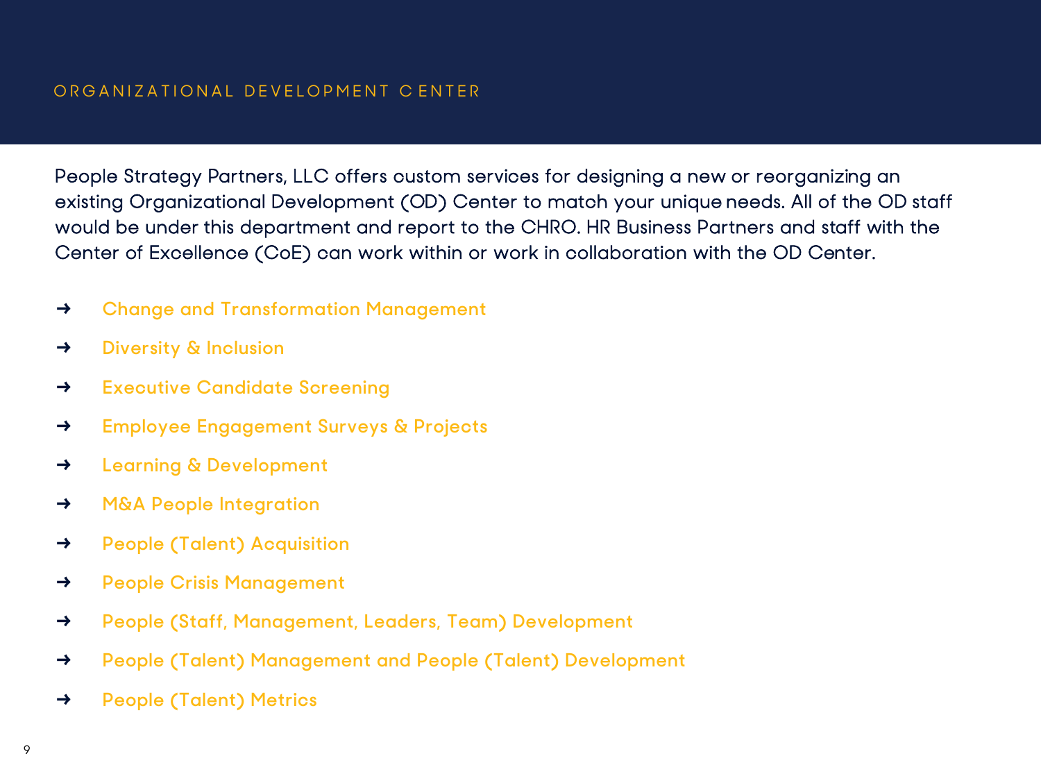# ORGANIZATIONAL DEVELOPMENT CENTER

People Strategy Partners, LLC offers custom services for designing a new or reorganizing an existing Organizational Development (OD) Center to match your unique needs. All of the OD staff would be under this department and report to the CHRO. HR Business Partners and staff with the Center of Excellence (CoE) can work within or work in collaboration with the OD Center.

- ➜ Change and Transformation Management
- ➜ Diversity & Inclusion
- ➜ Executive Candidate Screening
- ➜ Employee Engagement Surveys & Projects
- ➜ Learning & Development
- ➜ M&A People Integration
- ➜ People (Talent) Acquisition
- ➜ People Crisis Management
- ➜ People (Staff, Management, Leaders, Team) Development
- ➜ People (Talent) Management and People (Talent) Development
- ➜ People (Talent) Metrics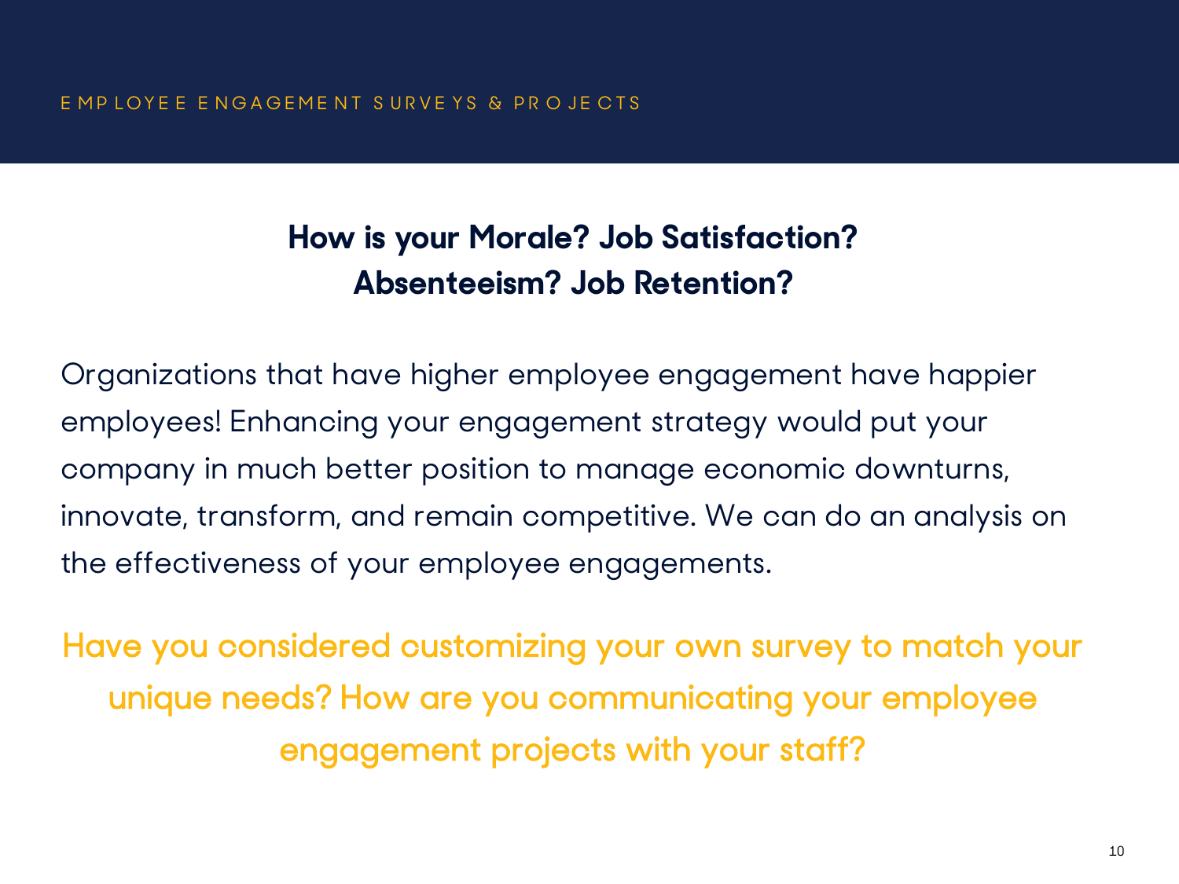EMPLOYEE ENGAGEMENT SURVEYS & PROJECTS

## How is your Morale? Job Satisfaction? Absenteeism? Job Retention?

Organizations that have higher employee engagement have happier employees! Enhancing your engagement strategy would put your company in much better position to manage economic downturns, innovate, transform, and remain competitive. We can do an analysis on the effectiveness of your employee engagements.

Have you considered customizing your own survey to match your unique needs? How are you communicating your employee engagement projects with your staff?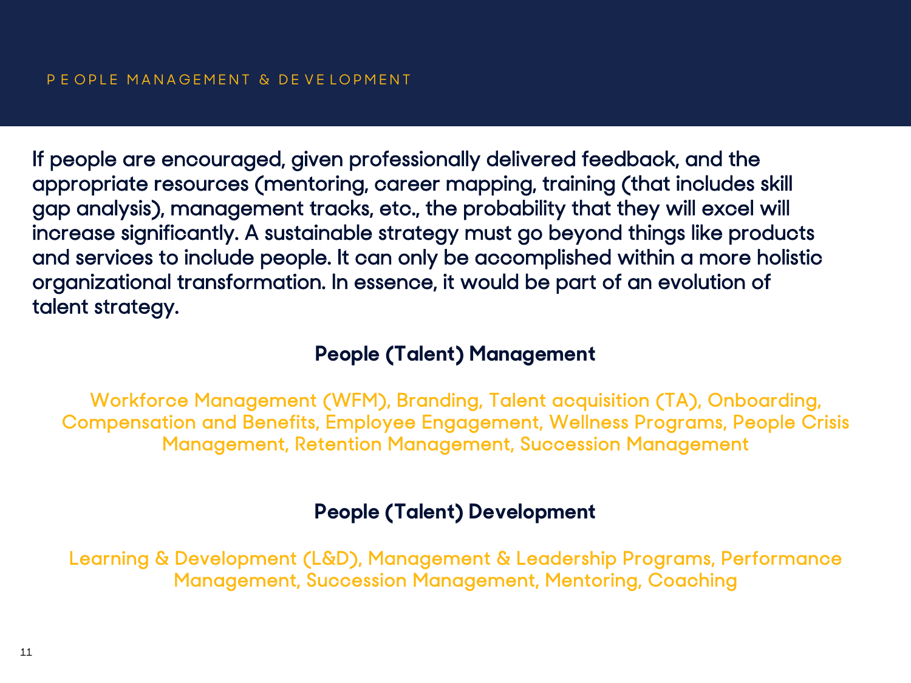# PEOPLE MANAGEMENT & DEVELOPMENT

If people are encouraged, given professionally delivered feedback, and the appropriate resources (mentoring, career mapping, training (that includes skill gap analysis), management tracks, etc., the probability that they will excel will increase significantly. A sustainable strategy must go beyond things like products and services to include people. It can only be accomplished within a more holistic organizational transformation. In essence, it would be part of an evolution of talent strategy.

## People (Talent) Management

Workforce Management (WFM), Branding, Talent acquisition (TA), Onboarding, Compensation and Benefits, Employee Engagement, Wellness Programs, People Crisis Management, Retention Management, Succession Management

## People (Talent) Development

Learning & Development (L&D), Management & Leadership Programs, Performance Management, Succession Management, Mentoring, Coaching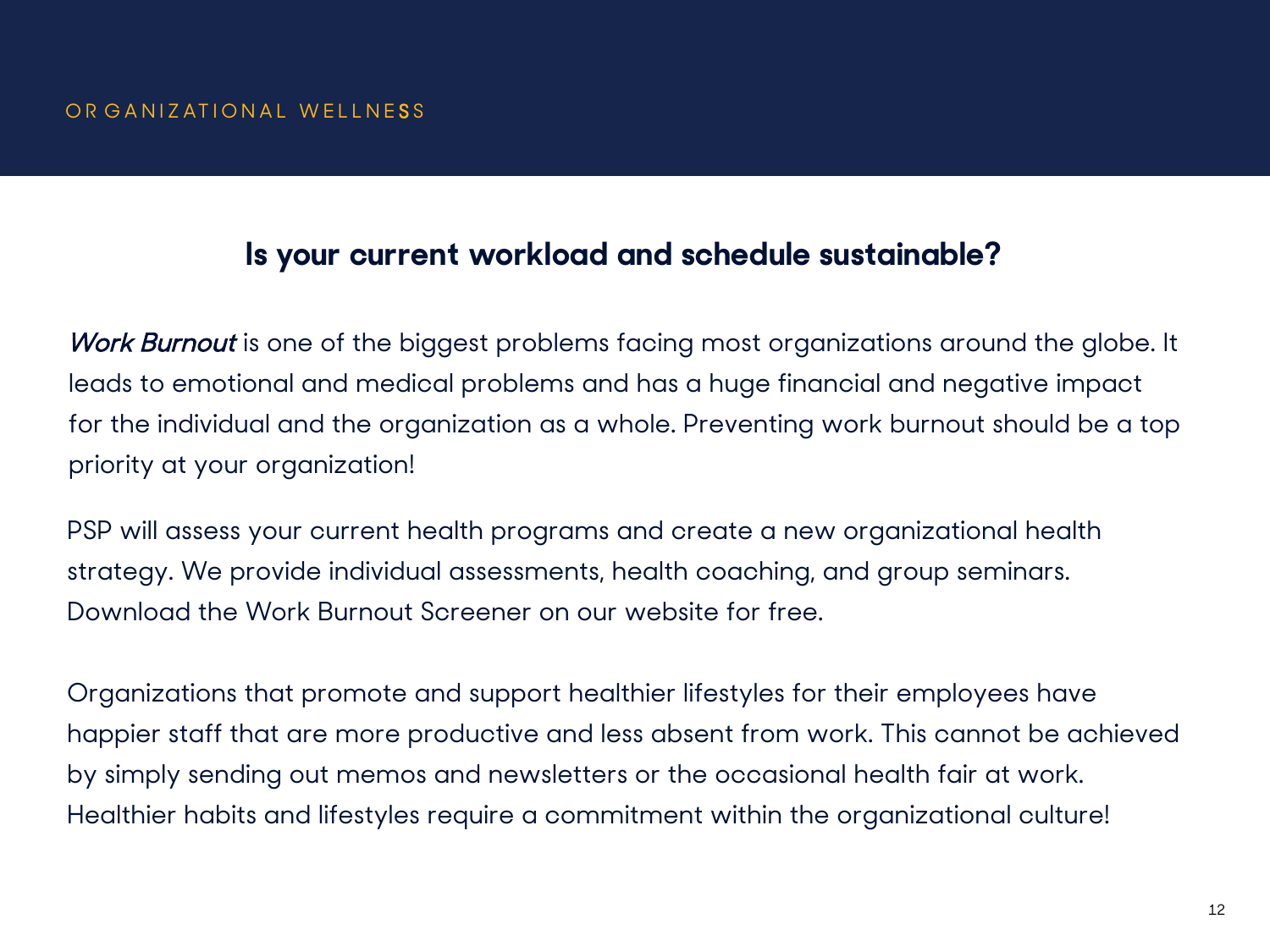ORGANIZATIONAL WELLNESS

## Is your current workload and schedule sustainable?

*Work Burnout* is one of the biggest problems facing most organizations around the globe. It leads to emotional and medical problems and has a huge financial and negative impact for the individual and the organization as a whole. Preventing work burnout should be a top priority at your organization!

PSP will assess your current health programs and create a new organizational health strategy. We provide individual assessments, health coaching, and group seminars. Download the Work Burnout Screener on our website for free.

Organizations that promote and support healthier lifestyles for their employees have happier staff that are more productive and less absent from work. This cannot be achieved by simply sending out memos and newsletters or the occasional health fair at work. Healthier habits and lifestyles require a commitment within the organizational culture!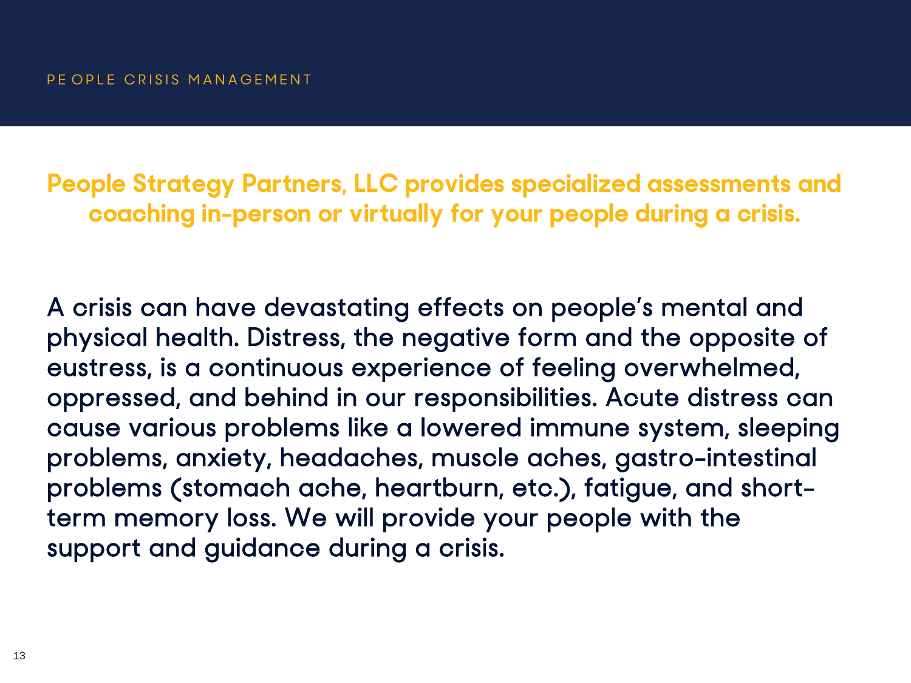PEOPLE CRISIS MANAGEMENT

## People Strategy Partners, LLC provides specialized assessments and coaching in-person or virtually for your people during a crisis.

A crisis can have devastating effects on people's mental and physical health. Distress, the negative form and the opposite of eustress, is a continuous experience of feeling overwhelmed, oppressed, and behind in our responsibilities. Acute distress can cause various problems like a lowered immune system, sleeping problems, anxiety, headaches, muscle aches, gastro-intestinal problems (stomach ache, heartburn, etc.), fatigue, and short-term memory loss. We will provide your people with the support and guidance during a crisis.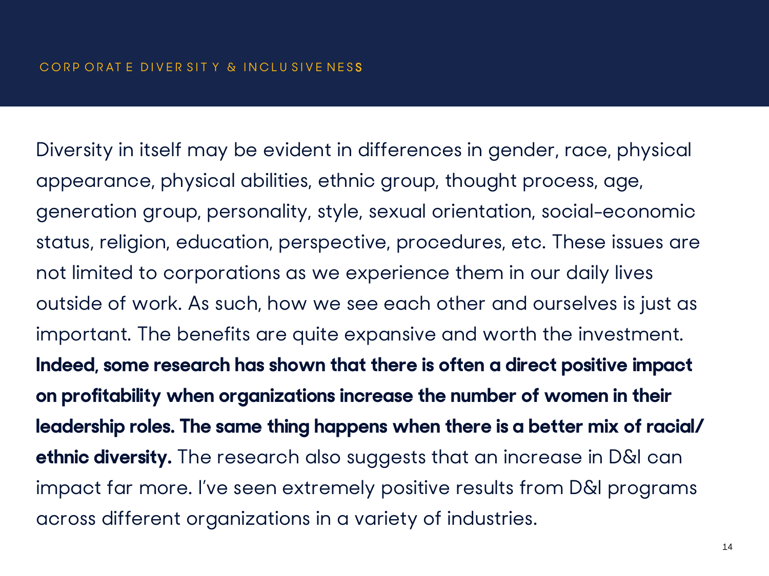## CORPORATE DIVERSITY & INCLUSIVENESS

Diversity in itself may be evident in differences in gender, race, physical appearance, physical abilities, ethnic group, thought process, age, generation group, personality, style, sexual orientation, social-economic status, religion, education, perspective, procedures, etc. These issues are not limited to corporations as we experience them in our daily lives outside of work. As such, how we see each other and ourselves is just as important. The benefits are quite expansive and worth the investment. **Indeed, some research has shown that there is often a direct positive impact on profitability when organizations increase the number of women in their leadership roles. The same thing happens when there is a better mix of racial/ethnic diversity.** The research also suggests that an increase in D&I can impact far more. I've seen extremely positive results from D&I programs across different organizations in a variety of industries.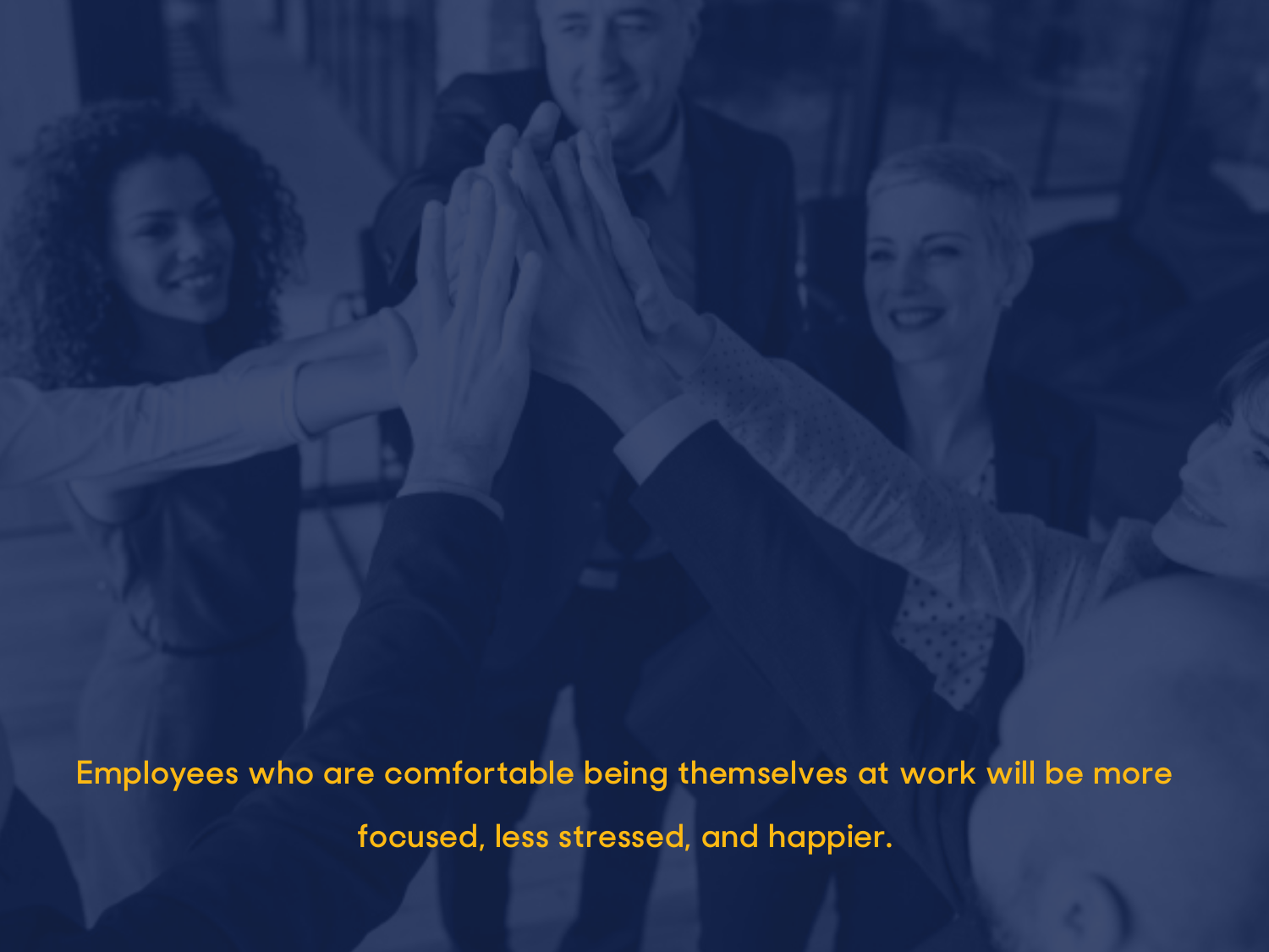Employees who are comfortable being themselves at work will be more focused, less stressed, and happier.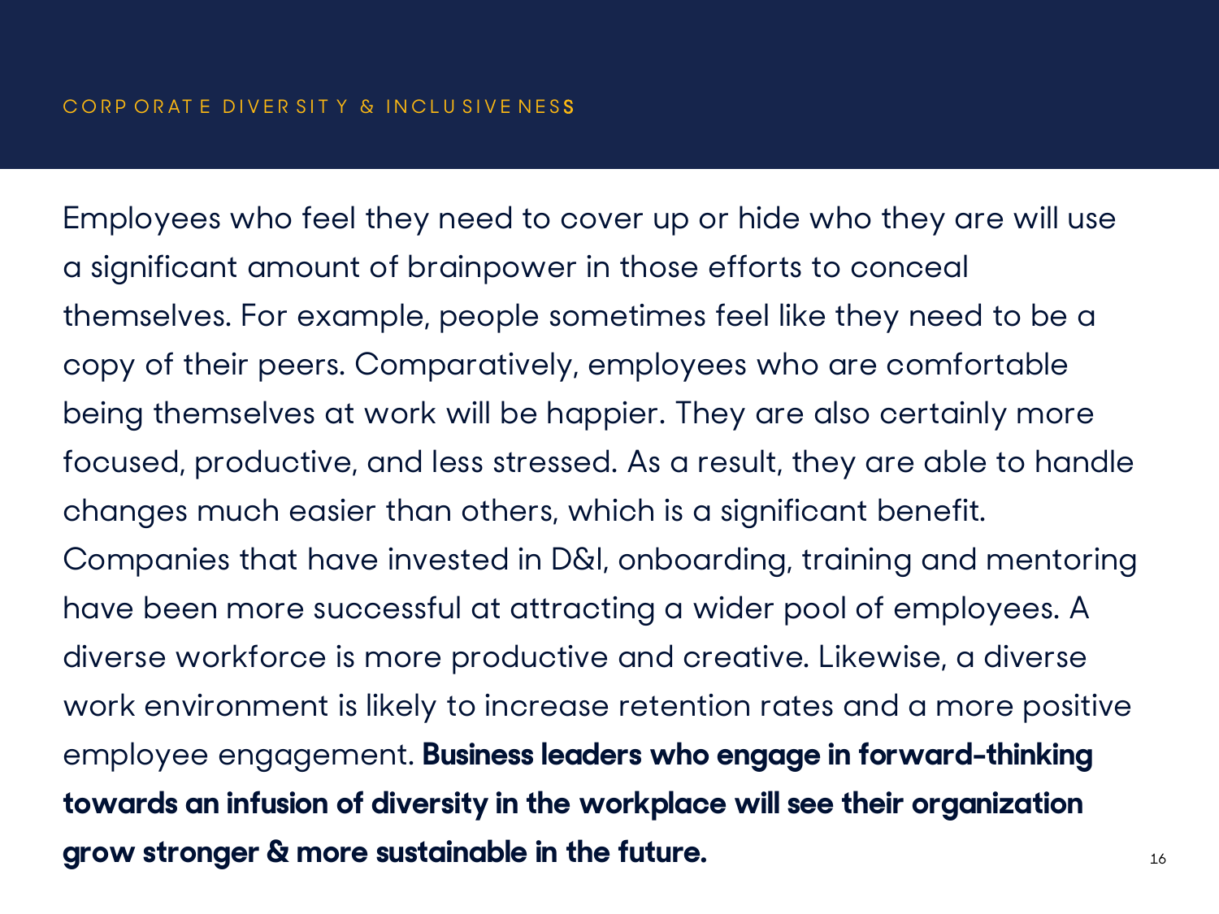Employees who feel they need to cover up or hide who they are will use a significant amount of brainpower in those efforts to conceal themselves. For example, people sometimes feel like they need to be a copy of their peers. Comparatively, employees who are comfortable being themselves at work will be happier. They are also certainly more focused, productive, and less stressed. As a result, they are able to handle changes much easier than others, which is a significant benefit. Companies that have invested in D&I, onboarding, training and mentoring have been more successful at attracting a wider pool of employees. A diverse workforce is more productive and creative. Likewise, a diverse work environment is likely to increase retention rates and a more positive employee engagement. **Business leaders who engage in forward-thinking towards an infusion of diversity in the workplace will see their organization grow stronger & more sustainable in the future.**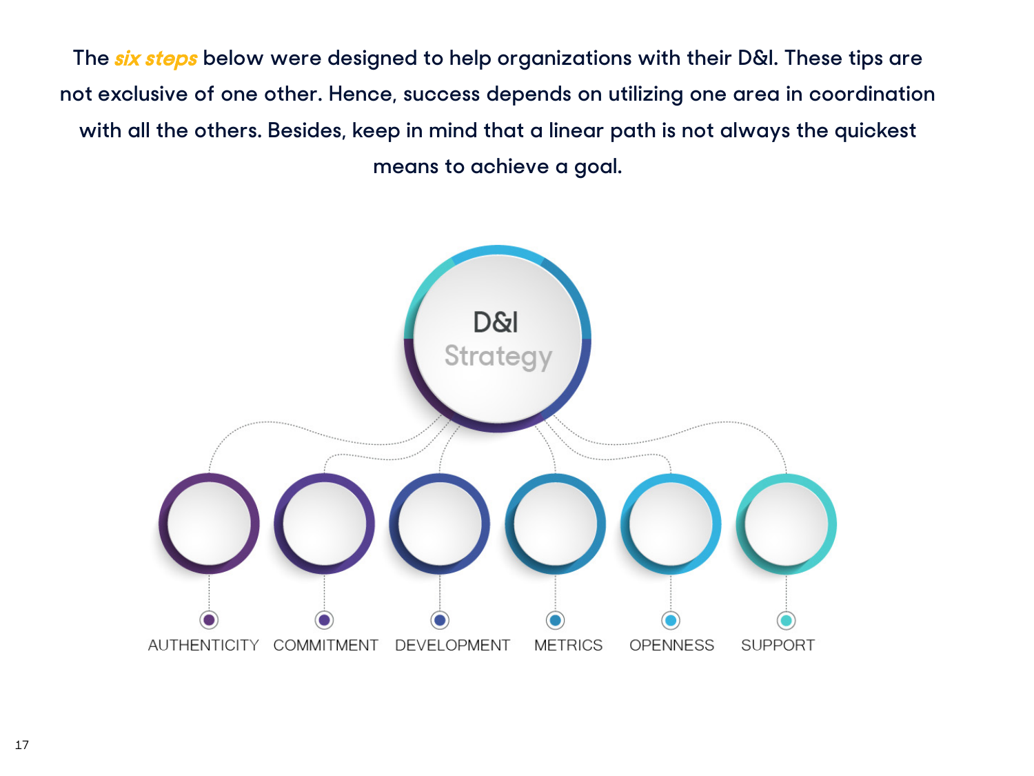The *six steps* below were designed to help organizations with their D&I. These tips are not exclusive of one other. Hence, success depends on utilizing one area in coordination with all the others. Besides, keep in mind that a linear path is not always the quickest means to achieve a goal.

D&I Strategy

- AUTHENTICITY
- COMMITMENT
- DEVELOPMENT
- METRICS
- OPENNESS
- SUPPORT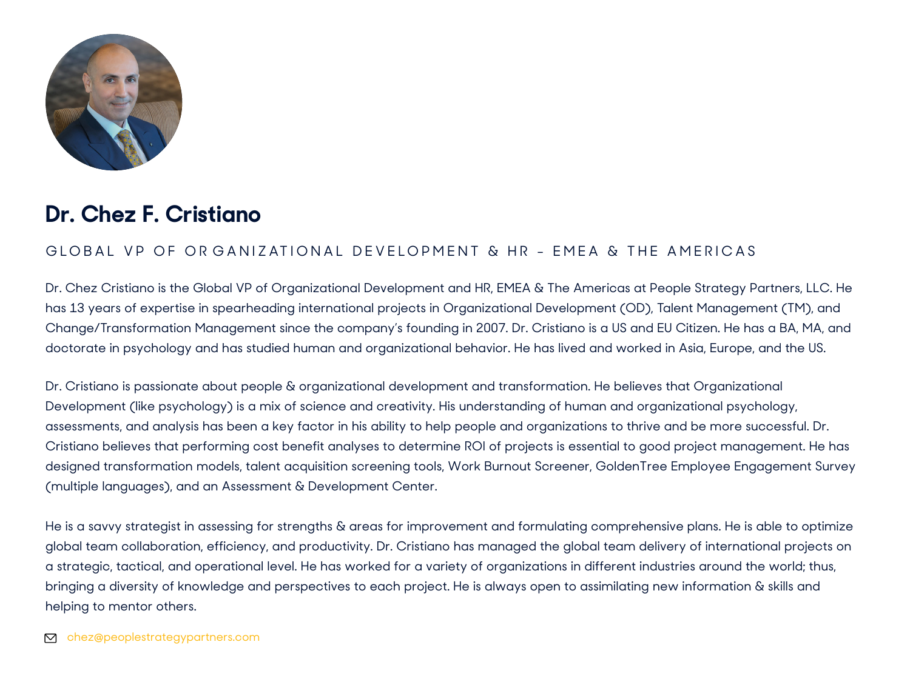# Dr. Chez F. Cristiano

GLOBAL VP OF ORGANIZATIONAL DEVELOPMENT & HR - EMEA & THE AMERICAS

Dr. Chez Cristiano is the Global VP of Organizational Development and HR, EMEA & The Americas at People Strategy Partners, LLC. He has 13 years of expertise in spearheading international projects in Organizational Development (OD), Talent Management (TM), and Change/Transformation Management since the company's founding in 2007. Dr. Cristiano is a US and EU Citizen. He has a BA, MA, and doctorate in psychology and has studied human and organizational behavior. He has lived and worked in Asia, Europe, and the US.

Dr. Cristiano is passionate about people & organizational development and transformation. He believes that Organizational Development (like psychology) is a mix of science and creativity. His understanding of human and organizational psychology, assessments, and analysis has been a key factor in his ability to help people and organizations to thrive and be more successful. Dr. Cristiano believes that performing cost benefit analyses to determine ROI of projects is essential to good project management. He has designed transformation models, talent acquisition screening tools, Work Burnout Screener, GoldenTree Employee Engagement Survey (multiple languages), and an Assessment & Development Center.

He is a savvy strategist in assessing for strengths & areas for improvement and formulating comprehensive plans. He is able to optimize global team collaboration, efficiency, and productivity. Dr. Cristiano has managed the global team delivery of international projects on a strategic, tactical, and operational level. He has worked for a variety of organizations in different industries around the world; thus, bringing a diversity of knowledge and perspectives to each project. He is always open to assimilating new information & skills and helping to mentor others.

chez@peoplestrategypartners.com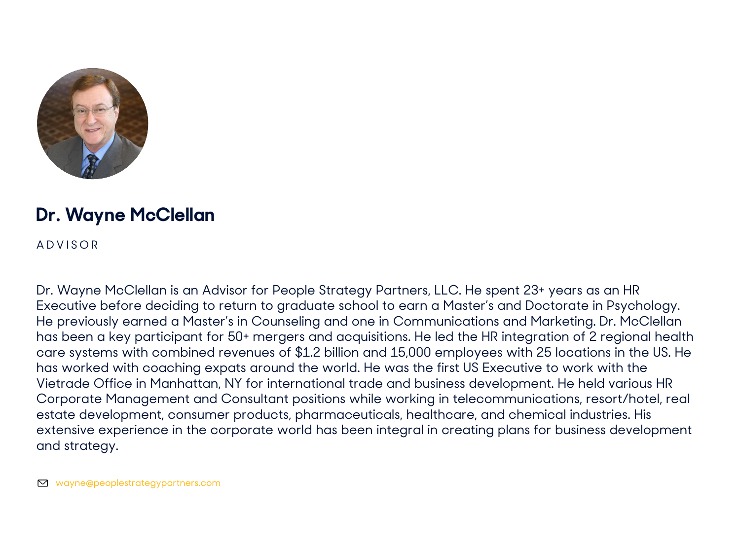## Dr. Wayne McClellan

ADVISOR

Dr. Wayne McClellan is an Advisor for People Strategy Partners, LLC. He spent 23+ years as an HR Executive before deciding to return to graduate school to earn a Master's and Doctorate in Psychology. He previously earned a Master's in Counseling and one in Communications and Marketing. Dr. McClellan has been a key participant for 50+ mergers and acquisitions. He led the HR integration of 2 regional health care systems with combined revenues of $1.2 billion and 15,000 employees with 25 locations in the US. He has worked with coaching expats around the world. He was the first US Executive to work with the Vietrade Office in Manhattan, NY for international trade and business development. He held various HR Corporate Management and Consultant positions while working in telecommunications, resort/hotel, real estate development, consumer products, pharmaceuticals, healthcare, and chemical industries. His extensive experience in the corporate world has been integral in creating plans for business development and strategy.

wayne@peoplestrategypartners.com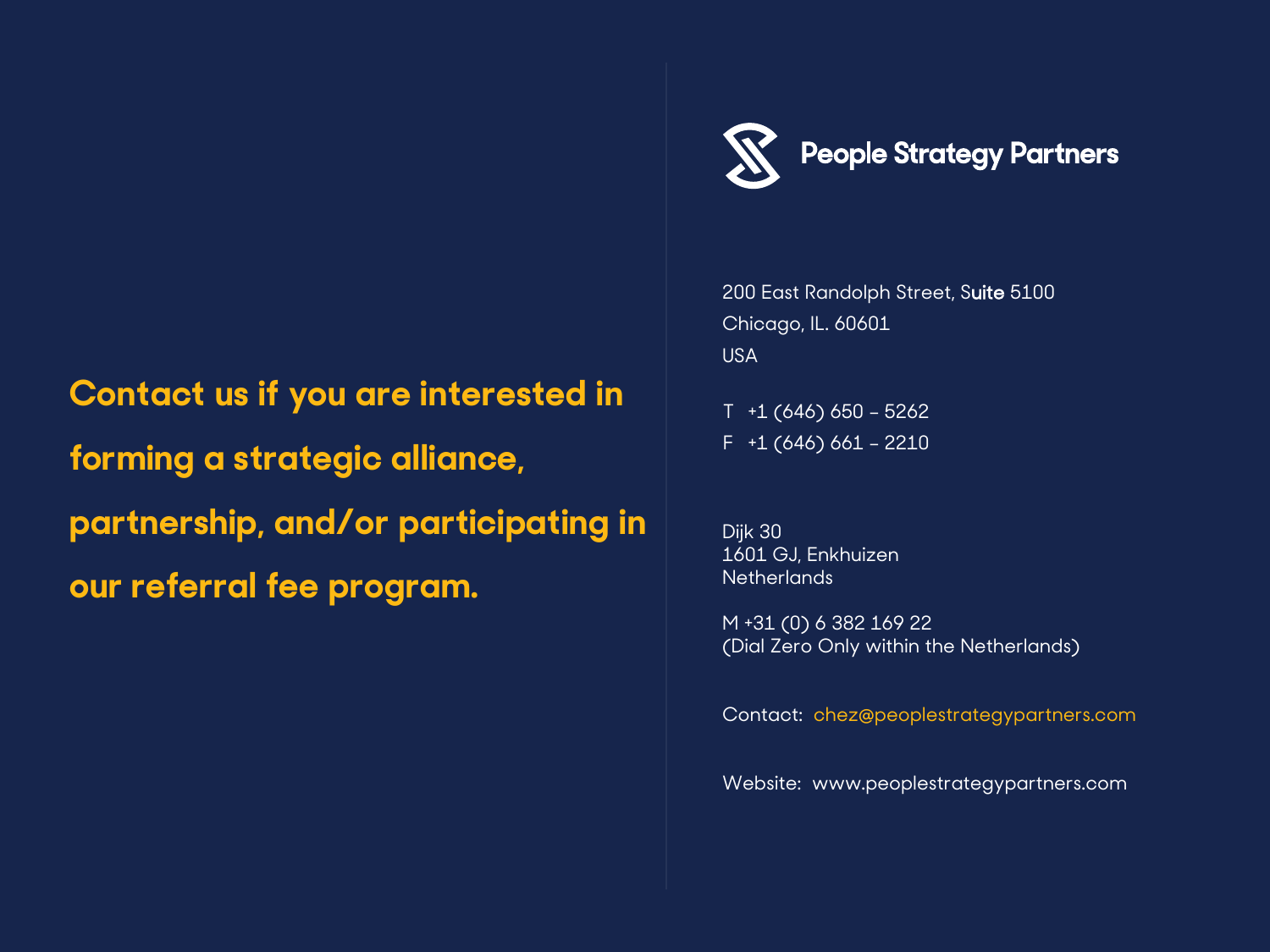**Contact us if you are interested in forming a strategic alliance, partnership, and/or participating in our referral fee program.**

**People Strategy Partners**

200 East Randolph Street, Suite 5100
Chicago, IL. 60601
USA

T +1 (646) 650 – 5262
F +1 (646) 661 – 2210

Dijk 30
1601 GJ, Enkhuizen
Netherlands

M +31 (0) 6 382 169 22
(Dial Zero Only within the Netherlands)

Contact: chez@peoplestrategypartners.com

Website: www.peoplestrategypartners.com